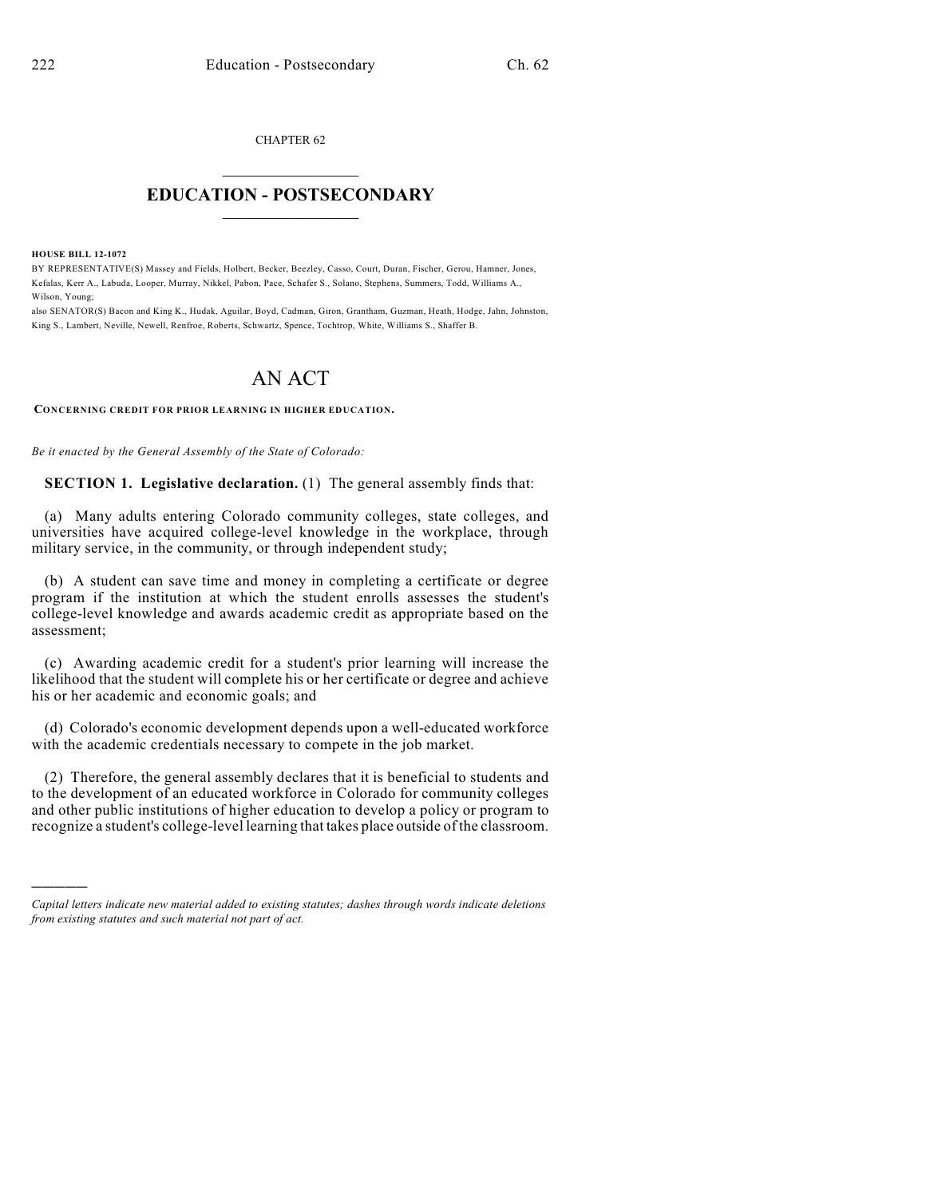CHAPTER 62

# EDUCATION - POSTSECONDARY

**HOUSE BILL 12-1072**

BY REPRESENTATIVE(S) Massey and Fields, Holbert, Becker, Beezley, Casso, Court, Duran, Fischer, Gerou, Hamner, Jones, Kefalas, Kerr A., Labuda, Looper, Murray, Nikkel, Pabon, Pace, Schafer S., Solano, Stephens, Summers, Todd, Williams A., Wilson, Young;

also SENATOR(S) Bacon and King K., Hudak, Aguilar, Boyd, Cadman, Giron, Grantham, Guzman, Heath, Hodge, Jahn, Johnston, King S., Lambert, Neville, Newell, Renfroe, Roberts, Schwartz, Spence, Tochtrop, White, Williams S., Shaffer B.

# AN ACT

**CONCERNING CREDIT FOR PRIOR LEARNING IN HIGHER EDUCATION.**

*Be it enacted by the General Assembly of the State of Colorado:*

**SECTION 1. Legislative declaration.** (1) The general assembly finds that:

(a) Many adults entering Colorado community colleges, state colleges, and universities have acquired college-level knowledge in the workplace, through military service, in the community, or through independent study;

(b) A student can save time and money in completing a certificate or degree program if the institution at which the student enrolls assesses the student's college-level knowledge and awards academic credit as appropriate based on the assessment;

(c) Awarding academic credit for a student's prior learning will increase the likelihood that the student will complete his or her certificate or degree and achieve his or her academic and economic goals; and

(d) Colorado's economic development depends upon a well-educated workforce with the academic credentials necessary to compete in the job market.

(2) Therefore, the general assembly declares that it is beneficial to students and to the development of an educated workforce in Colorado for community colleges and other public institutions of higher education to develop a policy or program to recognize a student's college-level learning that takes place outside of the classroom.

---

*Capital letters indicate new material added to existing statutes; dashes through words indicate deletions from existing statutes and such material not part of act.*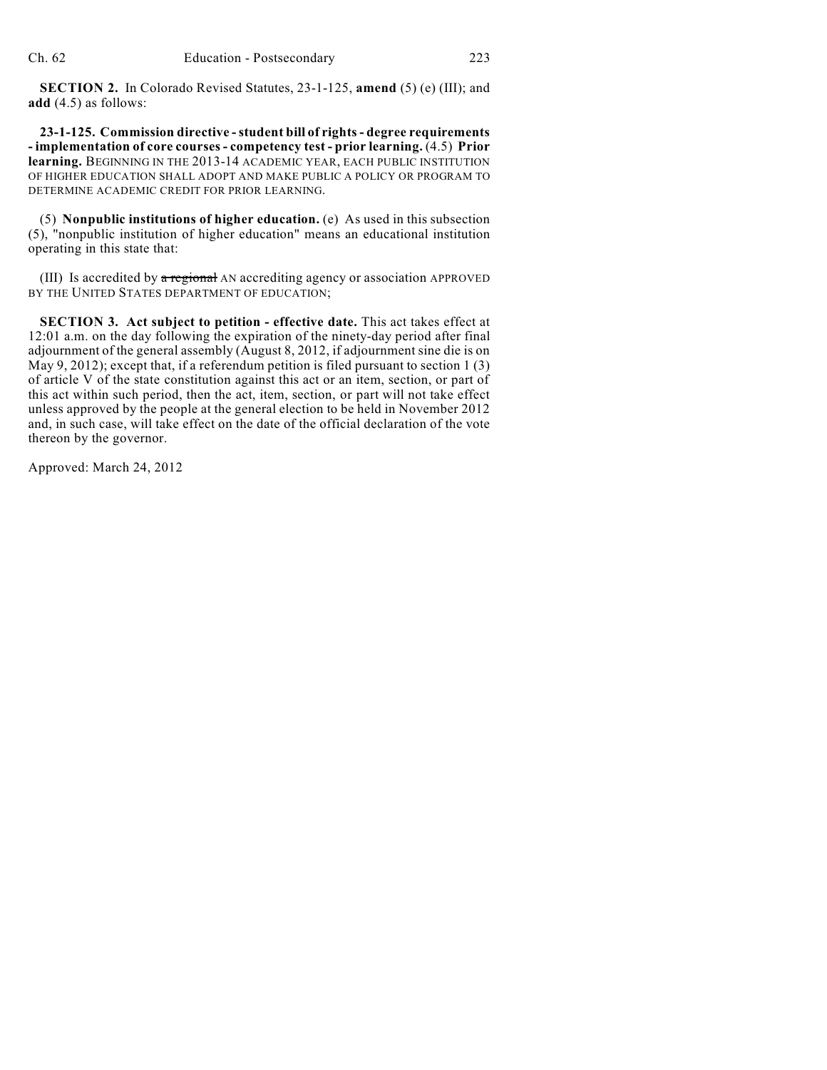**SECTION 2.** In Colorado Revised Statutes, 23-1-125, **amend** (5) (e) (III); and **add** (4.5) as follows:

**23-1-125. Commission directive - student bill of rights - degree requirements - implementation of core courses - competency test - prior learning.** (4.5) **Prior learning.** BEGINNING IN THE 2013-14 ACADEMIC YEAR, EACH PUBLIC INSTITUTION OF HIGHER EDUCATION SHALL ADOPT AND MAKE PUBLIC A POLICY OR PROGRAM TO DETERMINE ACADEMIC CREDIT FOR PRIOR LEARNING.

(5) **Nonpublic institutions of higher education.** (e) As used in this subsection (5), "nonpublic institution of higher education" means an educational institution operating in this state that:

(III) Is accredited by ~~a regional~~ AN accrediting agency or association APPROVED BY THE UNITED STATES DEPARTMENT OF EDUCATION;

**SECTION 3. Act subject to petition - effective date.** This act takes effect at 12:01 a.m. on the day following the expiration of the ninety-day period after final adjournment of the general assembly (August 8, 2012, if adjournment sine die is on May 9, 2012); except that, if a referendum petition is filed pursuant to section 1 (3) of article V of the state constitution against this act or an item, section, or part of this act within such period, then the act, item, section, or part will not take effect unless approved by the people at the general election to be held in November 2012 and, in such case, will take effect on the date of the official declaration of the vote thereon by the governor.

Approved: March 24, 2012